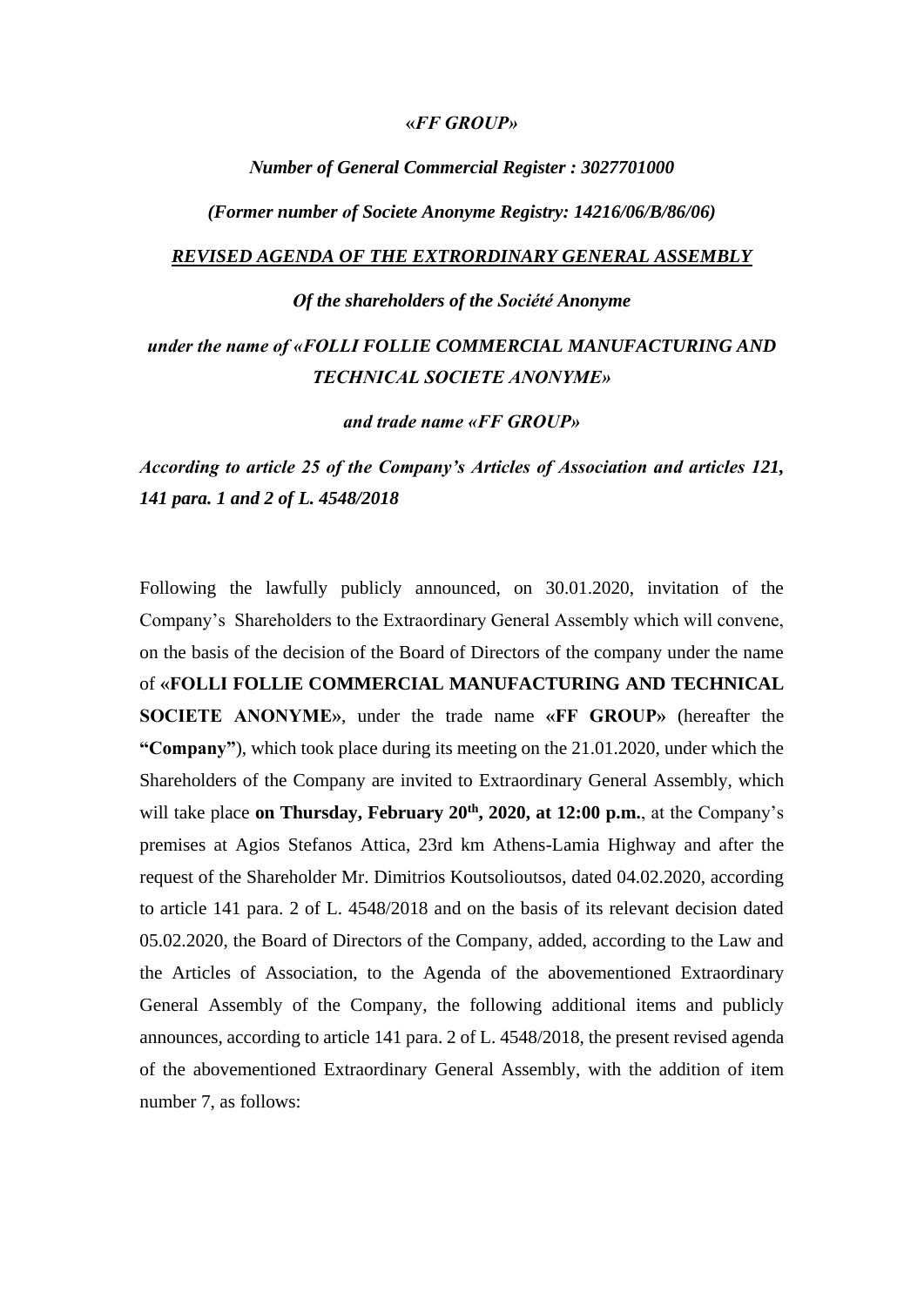*«FF GROUP»*

*Number of General Commercial Register : 3027701000*

*(Former number of Societe Anonyme Registry: 14216/06/B/86/06)*

***REVISED AGENDA OF THE EXTRORDINARY GENERAL ASSEMBLY***

*Of the shareholders of the Société Anonyme*

*under the name of «FOLLI FOLLIE COMMERCIAL MANUFACTURING AND TECHNICAL SOCIETE ANONYME»*

*and trade name «FF GROUP»*

*According to article 25 of the Company's Articles of Association and articles 121, 141 para. 1 and 2 of L. 4548/2018*

Following the lawfully publicly announced, on 30.01.2020, invitation of the Company's Shareholders to the Extraordinary General Assembly which will convene, on the basis of the decision of the Board of Directors of the company under the name of **«FOLLI FOLLIE COMMERCIAL MANUFACTURING AND TECHNICAL SOCIETE ANONYME»**, under the trade name **«FF GROUP»** (hereafter the **"Company"**), which took place during its meeting on the 21.01.2020, under which the Shareholders of the Company are invited to Extraordinary General Assembly, which will take place **on Thursday, February 20th, 2020, at 12:00 p.m.**, at the Company's premises at Agios Stefanos Attica, 23rd km Athens-Lamia Highway and after the request of the Shareholder Mr. Dimitrios Koutsolioutsos, dated 04.02.2020, according to article 141 para. 2 of L. 4548/2018 and on the basis of its relevant decision dated 05.02.2020, the Board of Directors of the Company, added, according to the Law and the Articles of Association, to the Agenda of the abovementioned Extraordinary General Assembly of the Company, the following additional items and publicly announces, according to article 141 para. 2 of L. 4548/2018, the present revised agenda of the abovementioned Extraordinary General Assembly, with the addition of item number 7, as follows: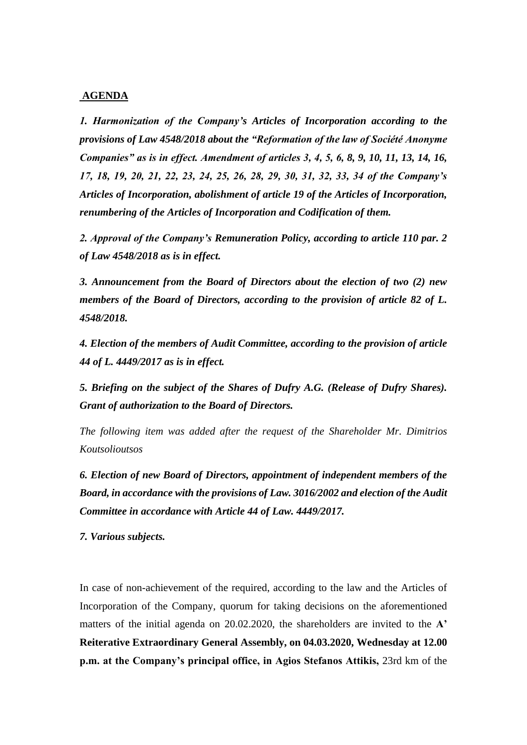**AGENDA**

***1. Harmonization of the Company's Articles of Incorporation according to the provisions of Law 4548/2018 about the "Reformation of the law of Société Anonyme Companies" as is in effect. Amendment of articles 3, 4, 5, 6, 8, 9, 10, 11, 13, 14, 16, 17, 18, 19, 20, 21, 22, 23, 24, 25, 26, 28, 29, 30, 31, 32, 33, 34 of the Company's Articles of Incorporation, abolishment of article 19 of the Articles of Incorporation, renumbering of the Articles of Incorporation and Codification of them.***

***2. Approval of the Company's Remuneration Policy, according to article 110 par. 2 of Law 4548/2018 as is in effect.***

***3. Announcement from the Board of Directors about the election of two (2) new members of the Board of Directors, according to the provision of article 82 of L. 4548/2018.***

***4. Election of the members of Audit Committee, according to the provision of article 44 of L. 4449/2017 as is in effect.***

***5. Briefing on the subject of the Shares of Dufry A.G. (Release of Dufry Shares). Grant of authorization to the Board of Directors.***

*The following item was added after the request of the Shareholder Mr. Dimitrios Koutsolioutsos*

***6. Election of new Board of Directors, appointment of independent members of the Board, in accordance with the provisions of Law. 3016/2002 and election of the Audit Committee in accordance with Article 44 of Law. 4449/2017.***

***7. Various subjects.***

In case of non-achievement of the required, according to the law and the Articles of Incorporation of the Company, quorum for taking decisions on the aforementioned matters of the initial agenda on 20.02.2020, the shareholders are invited to the **A' Reiterative Extraordinary General Assembly, on 04.03.2020, Wednesday at 12.00 p.m. at the Company's principal office, in Agios Stefanos Attikis,** 23rd km of the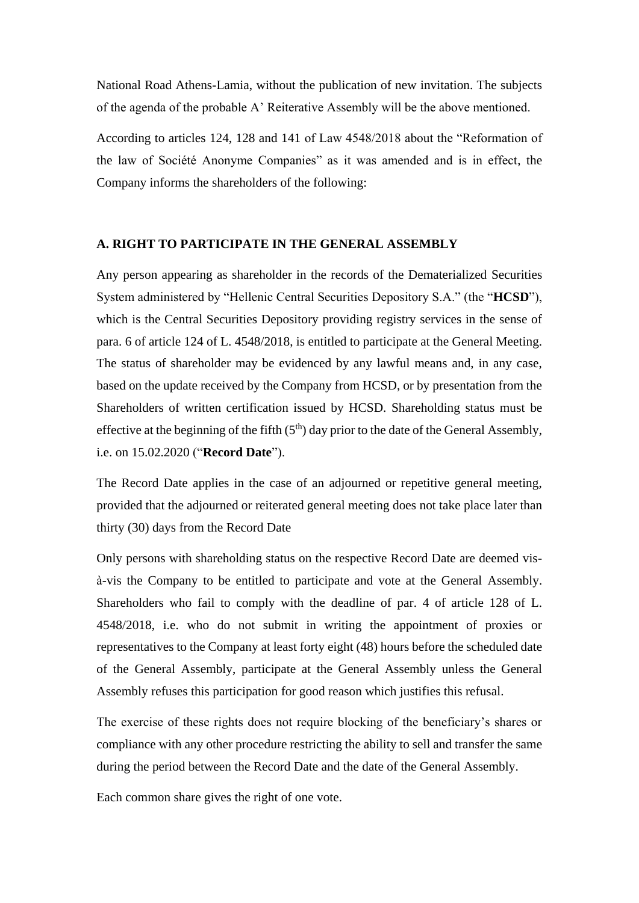National Road Athens-Lamia, without the publication of new invitation. The subjects of the agenda of the probable A' Reiterative Assembly will be the above mentioned.

According to articles 124, 128 and 141 of Law 4548/2018 about the "Reformation of the law of Société Anonyme Companies" as it was amended and is in effect, the Company informs the shareholders of the following:

## A. RIGHT TO PARTICIPATE IN THE GENERAL ASSEMBLY

Any person appearing as shareholder in the records of the Dematerialized Securities System administered by "Hellenic Central Securities Depository S.A." (the "**HCSD**"), which is the Central Securities Depository providing registry services in the sense of para. 6 of article 124 of L. 4548/2018, is entitled to participate at the General Meeting. The status of shareholder may be evidenced by any lawful means and, in any case, based on the update received by the Company from HCSD, or by presentation from the Shareholders of written certification issued by HCSD. Shareholding status must be effective at the beginning of the fifth (5th) day prior to the date of the General Assembly, i.e. on 15.02.2020 ("**Record Date**").

The Record Date applies in the case of an adjourned or repetitive general meeting, provided that the adjourned or reiterated general meeting does not take place later than thirty (30) days from the Record Date

Only persons with shareholding status on the respective Record Date are deemed vis-à-vis the Company to be entitled to participate and vote at the General Assembly. Shareholders who fail to comply with the deadline of par. 4 of article 128 of L. 4548/2018, i.e. who do not submit in writing the appointment of proxies or representatives to the Company at least forty eight (48) hours before the scheduled date of the General Assembly, participate at the General Assembly unless the General Assembly refuses this participation for good reason which justifies this refusal.

The exercise of these rights does not require blocking of the beneficiary's shares or compliance with any other procedure restricting the ability to sell and transfer the same during the period between the Record Date and the date of the General Assembly.

Each common share gives the right of one vote.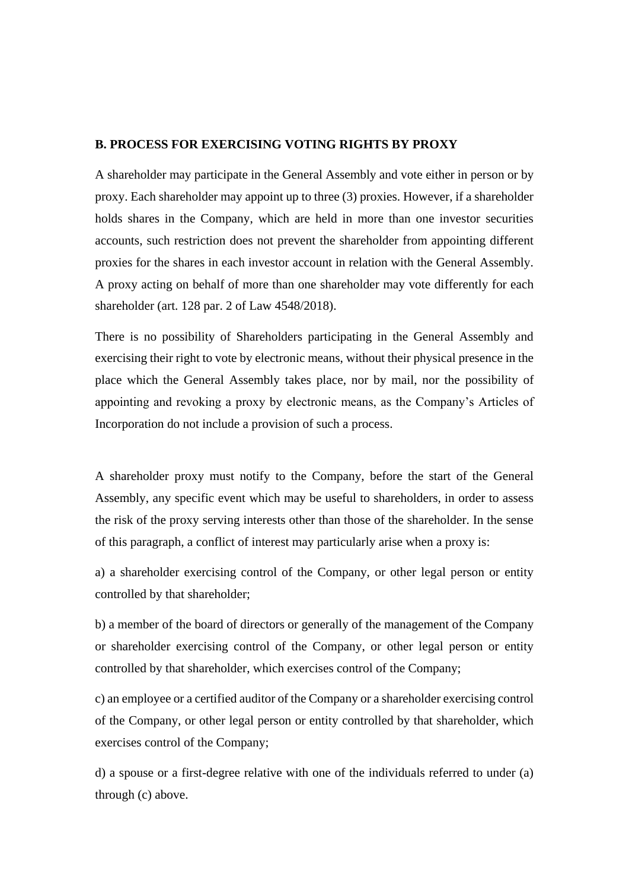## B. PROCESS FOR EXERCISING VOTING RIGHTS BY PROXY

A shareholder may participate in the General Assembly and vote either in person or by proxy. Each shareholder may appoint up to three (3) proxies. However, if a shareholder holds shares in the Company, which are held in more than one investor securities accounts, such restriction does not prevent the shareholder from appointing different proxies for the shares in each investor account in relation with the General Assembly. A proxy acting on behalf of more than one shareholder may vote differently for each shareholder (art. 128 par. 2 of Law 4548/2018).

There is no possibility of Shareholders participating in the General Assembly and exercising their right to vote by electronic means, without their physical presence in the place which the General Assembly takes place, nor by mail, nor the possibility of appointing and revoking a proxy by electronic means, as the Company's Articles of Incorporation do not include a provision of such a process.

A shareholder proxy must notify to the Company, before the start of the General Assembly, any specific event which may be useful to shareholders, in order to assess the risk of the proxy serving interests other than those of the shareholder. In the sense of this paragraph, a conflict of interest may particularly arise when a proxy is:

a) a shareholder exercising control of the Company, or other legal person or entity controlled by that shareholder;

b) a member of the board of directors or generally of the management of the Company or shareholder exercising control of the Company, or other legal person or entity controlled by that shareholder, which exercises control of the Company;

c) an employee or a certified auditor of the Company or a shareholder exercising control of the Company, or other legal person or entity controlled by that shareholder, which exercises control of the Company;

d) a spouse or a first-degree relative with one of the individuals referred to under (a) through (c) above.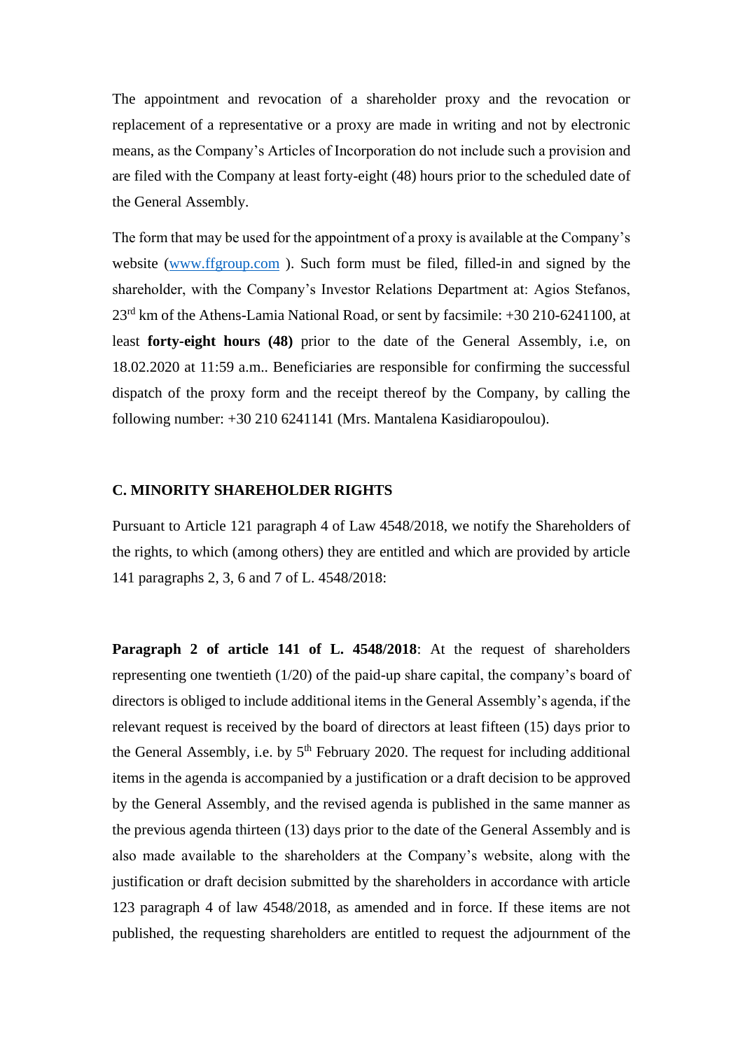The appointment and revocation of a shareholder proxy and the revocation or replacement of a representative or a proxy are made in writing and not by electronic means, as the Company's Articles of Incorporation do not include such a provision and are filed with the Company at least forty-eight (48) hours prior to the scheduled date of the General Assembly.

The form that may be used for the appointment of a proxy is available at the Company's website ([www.ffgroup.com](http://www.ffgroup.com) ). Such form must be filed, filled-in and signed by the shareholder, with the Company's Investor Relations Department at: Agios Stefanos, 23rd km of the Athens-Lamia National Road, or sent by facsimile: +30 210-6241100, at least **forty-eight hours (48)** prior to the date of the General Assembly, i.e, on 18.02.2020 at 11:59 a.m.. Beneficiaries are responsible for confirming the successful dispatch of the proxy form and the receipt thereof by the Company, by calling the following number: +30 210 6241141 (Mrs. Mantalena Kasidiaropoulou).

### C. MINORITY SHAREHOLDER RIGHTS

Pursuant to Article 121 paragraph 4 of Law 4548/2018, we notify the Shareholders of the rights, to which (among others) they are entitled and which are provided by article 141 paragraphs 2, 3, 6 and 7 of L. 4548/2018:

**Paragraph 2 of article 141 of L. 4548/2018**: At the request of shareholders representing one twentieth (1/20) of the paid-up share capital, the company's board of directors is obliged to include additional items in the General Assembly's agenda, if the relevant request is received by the board of directors at least fifteen (15) days prior to the General Assembly, i.e. by 5th February 2020. The request for including additional items in the agenda is accompanied by a justification or a draft decision to be approved by the General Assembly, and the revised agenda is published in the same manner as the previous agenda thirteen (13) days prior to the date of the General Assembly and is also made available to the shareholders at the Company's website, along with the justification or draft decision submitted by the shareholders in accordance with article 123 paragraph 4 of law 4548/2018, as amended and in force. If these items are not published, the requesting shareholders are entitled to request the adjournment of the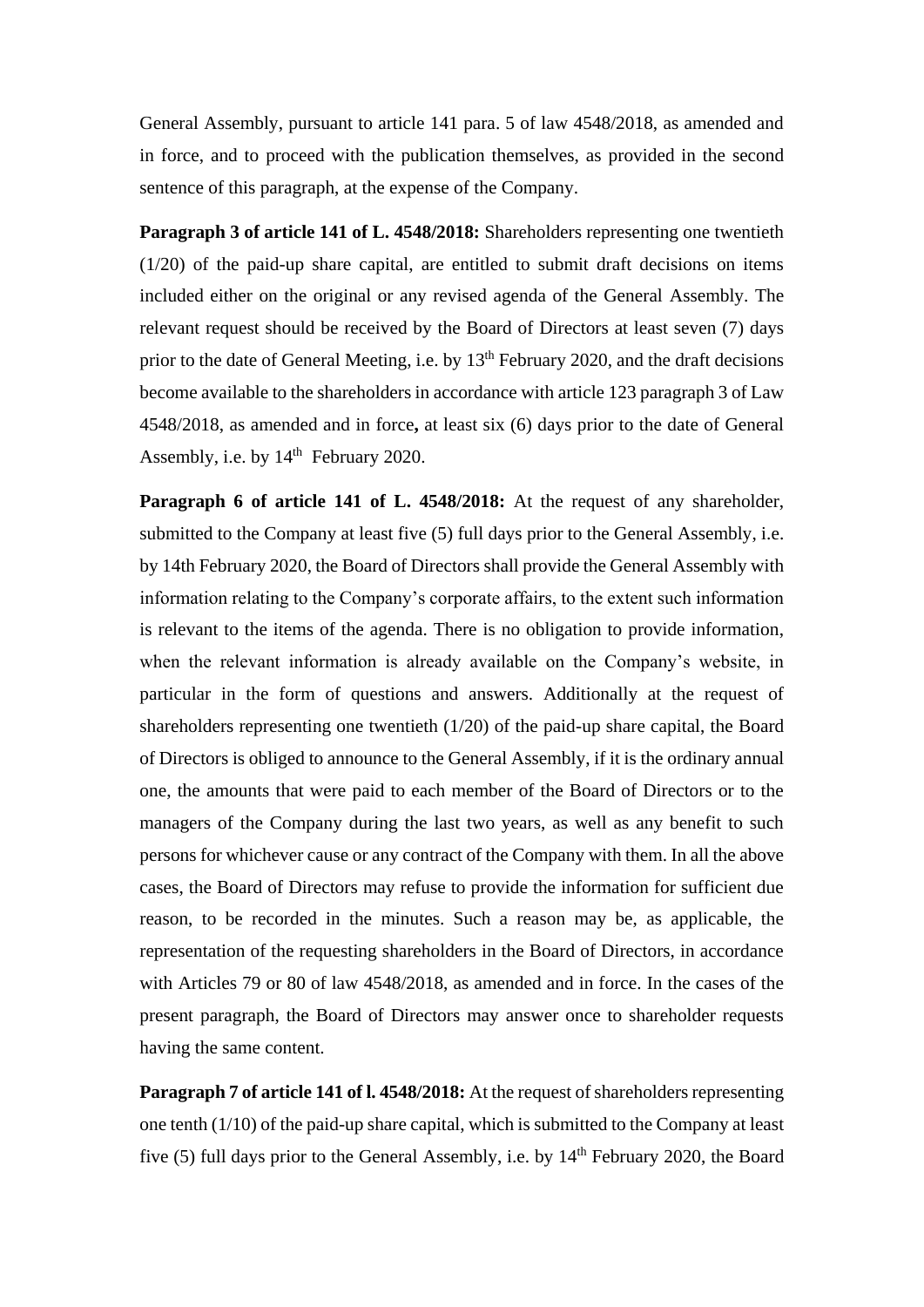General Assembly, pursuant to article 141 para. 5 of law 4548/2018, as amended and in force, and to proceed with the publication themselves, as provided in the second sentence of this paragraph, at the expense of the Company.

**Paragraph 3 of article 141 of L. 4548/2018:** Shareholders representing one twentieth (1/20) of the paid-up share capital, are entitled to submit draft decisions on items included either on the original or any revised agenda of the General Assembly. The relevant request should be received by the Board of Directors at least seven (7) days prior to the date of General Meeting, i.e. by 13th February 2020, and the draft decisions become available to the shareholders in accordance with article 123 paragraph 3 of Law 4548/2018, as amended and in force**,** at least six (6) days prior to the date of General Assembly, i.e. by 14th February 2020.

**Paragraph 6 of article 141 of L. 4548/2018:** At the request of any shareholder, submitted to the Company at least five (5) full days prior to the General Assembly, i.e. by 14th February 2020, the Board of Directors shall provide the General Assembly with information relating to the Company's corporate affairs, to the extent such information is relevant to the items of the agenda. There is no obligation to provide information, when the relevant information is already available on the Company's website, in particular in the form of questions and answers. Additionally at the request of shareholders representing one twentieth (1/20) of the paid-up share capital, the Board of Directors is obliged to announce to the General Assembly, if it is the ordinary annual one, the amounts that were paid to each member of the Board of Directors or to the managers of the Company during the last two years, as well as any benefit to such persons for whichever cause or any contract of the Company with them. In all the above cases, the Board of Directors may refuse to provide the information for sufficient due reason, to be recorded in the minutes. Such a reason may be, as applicable, the representation of the requesting shareholders in the Board of Directors, in accordance with Articles 79 or 80 of law 4548/2018, as amended and in force. In the cases of the present paragraph, the Board of Directors may answer once to shareholder requests having the same content.

**Paragraph 7 of article 141 of l. 4548/2018:** At the request of shareholders representing one tenth (1/10) of the paid-up share capital, which is submitted to the Company at least five (5) full days prior to the General Assembly, i.e. by 14th February 2020, the Board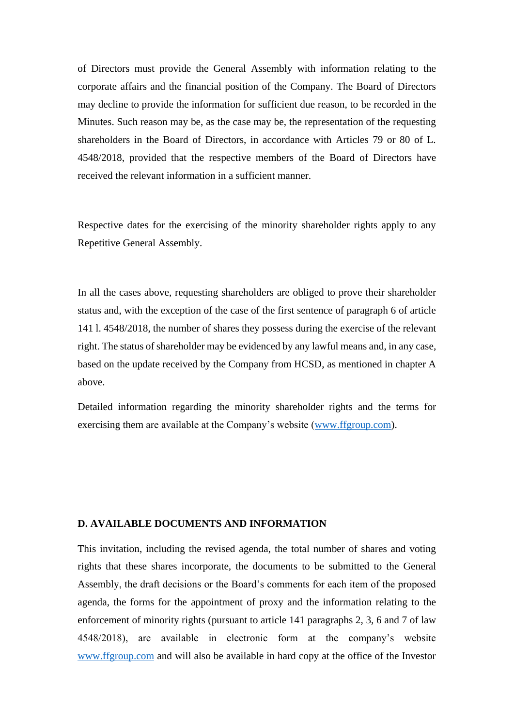of Directors must provide the General Assembly with information relating to the corporate affairs and the financial position of the Company. The Board of Directors may decline to provide the information for sufficient due reason, to be recorded in the Minutes. Such reason may be, as the case may be, the representation of the requesting shareholders in the Board of Directors, in accordance with Articles 79 or 80 of L. 4548/2018, provided that the respective members of the Board of Directors have received the relevant information in a sufficient manner.

Respective dates for the exercising of the minority shareholder rights apply to any Repetitive General Assembly.

In all the cases above, requesting shareholders are obliged to prove their shareholder status and, with the exception of the case of the first sentence of paragraph 6 of article 141 l. 4548/2018, the number of shares they possess during the exercise of the relevant right. The status of shareholder may be evidenced by any lawful means and, in any case, based on the update received by the Company from HCSD, as mentioned in chapter A above.

Detailed information regarding the minority shareholder rights and the terms for exercising them are available at the Company's website (www.ffgroup.com).

**D. AVAILABLE DOCUMENTS AND INFORMATION**

This invitation, including the revised agenda, the total number of shares and voting rights that these shares incorporate, the documents to be submitted to the General Assembly, the draft decisions or the Board's comments for each item of the proposed agenda, the forms for the appointment of proxy and the information relating to the enforcement of minority rights (pursuant to article 141 paragraphs 2, 3, 6 and 7 of law 4548/2018), are available in electronic form at the company's website www.ffgroup.com and will also be available in hard copy at the office of the Investor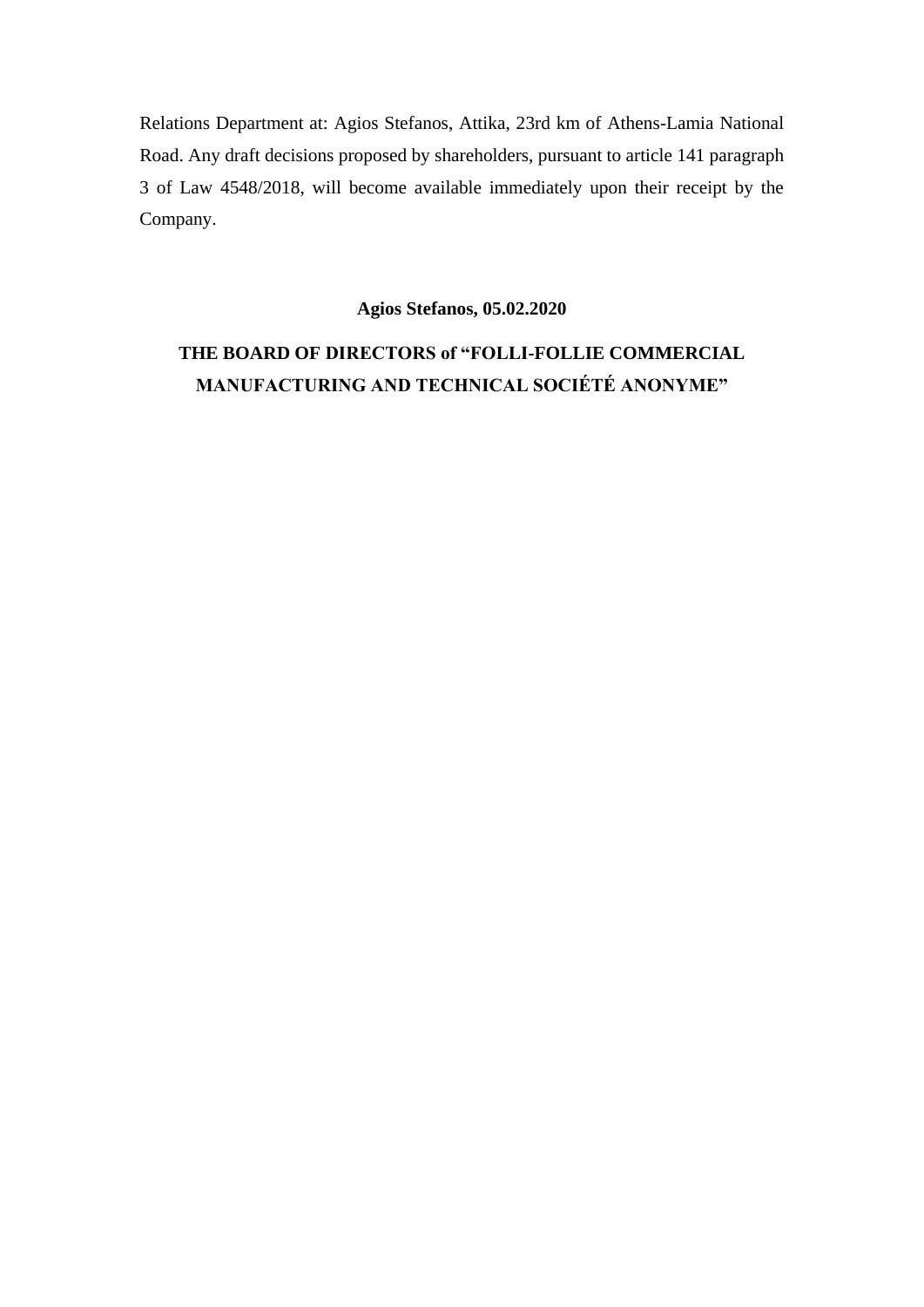Relations Department at: Agios Stefanos, Attika, 23rd km of Athens-Lamia National Road. Any draft decisions proposed by shareholders, pursuant to article 141 paragraph 3 of Law 4548/2018, will become available immediately upon their receipt by the Company.

**Agios Stefanos, 05.02.2020**

**THE BOARD OF DIRECTORS of "FOLLI-FOLLIE COMMERCIAL MANUFACTURING AND TECHNICAL SOCIÉTÉ ANONYME"**